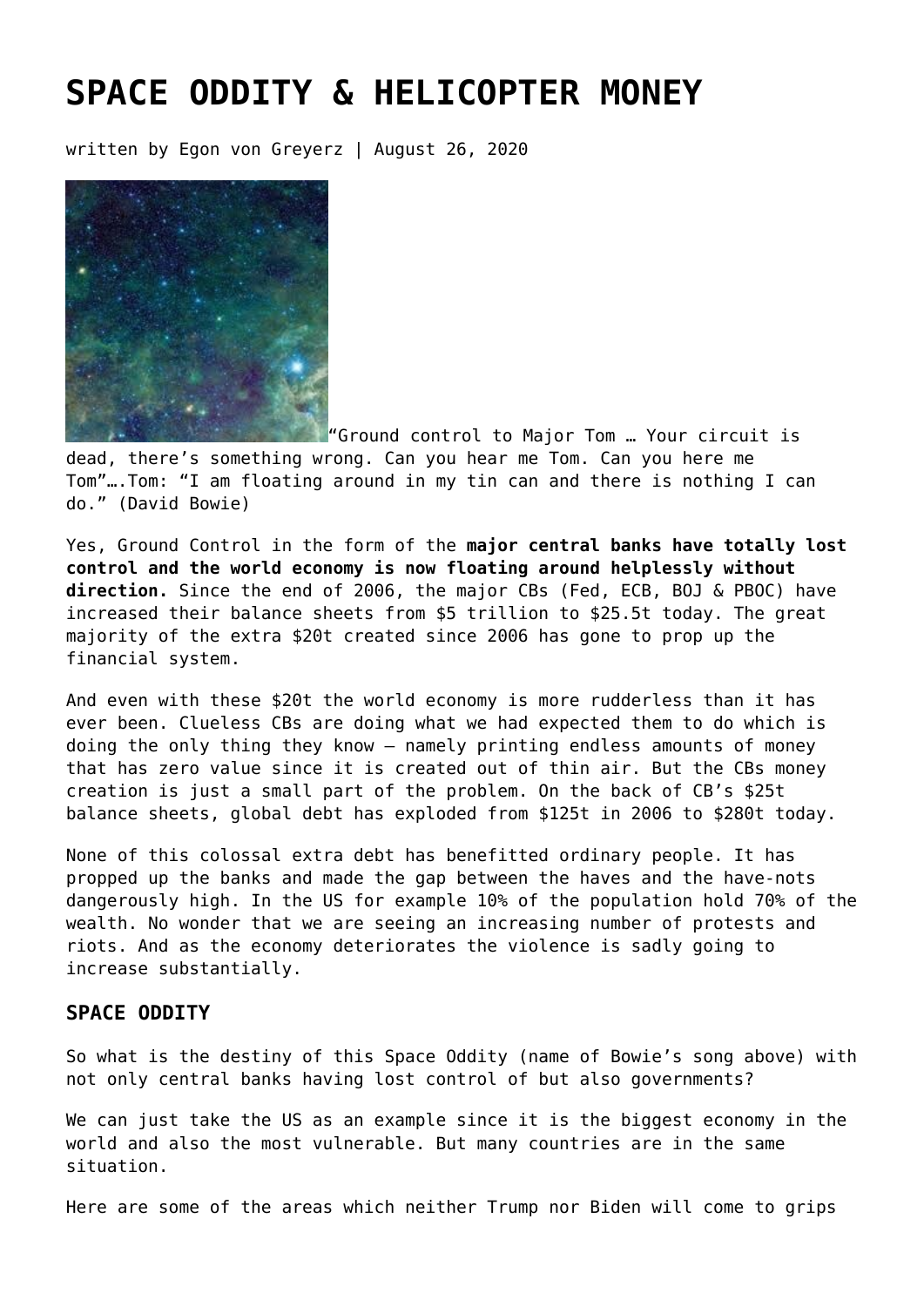# SPACE ODDITY & HELICOPTER MONEY

written by Egon von Greyerz | August 26, 2020

"Ground control to Major Tom … Your circuit is dead, there's something wrong. Can you hear me Tom. Can you here me Tom"….Tom: "I am floating around in my tin can and there is nothing I can do." (David Bowie)

Yes, Ground Control in the form of the **major central banks have totally lost control and the world economy is now floating around helplessly without direction.** Since the end of 2006, the major CBs (Fed, ECB, BOJ & PBOC) have increased their balance sheets from $5 trillion to $25.5t today. The great majority of the extra $20t created since 2006 has gone to prop up the financial system.

And even with these $20t the world economy is more rudderless than it has ever been. Clueless CBs are doing what we had expected them to do which is doing the only thing they know – namely printing endless amounts of money that has zero value since it is created out of thin air. But the CBs money creation is just a small part of the problem. On the back of CB's $25t balance sheets, global debt has exploded from $125t in 2006 to $280t today.

None of this colossal extra debt has benefitted ordinary people. It has propped up the banks and made the gap between the haves and the have-nots dangerously high. In the US for example 10% of the population hold 70% of the wealth. No wonder that we are seeing an increasing number of protests and riots. And as the economy deteriorates the violence is sadly going to increase substantially.

### SPACE ODDITY

So what is the destiny of this Space Oddity (name of Bowie's song above) with not only central banks having lost control of but also governments?

We can just take the US as an example since it is the biggest economy in the world and also the most vulnerable. But many countries are in the same situation.

Here are some of the areas which neither Trump nor Biden will come to grips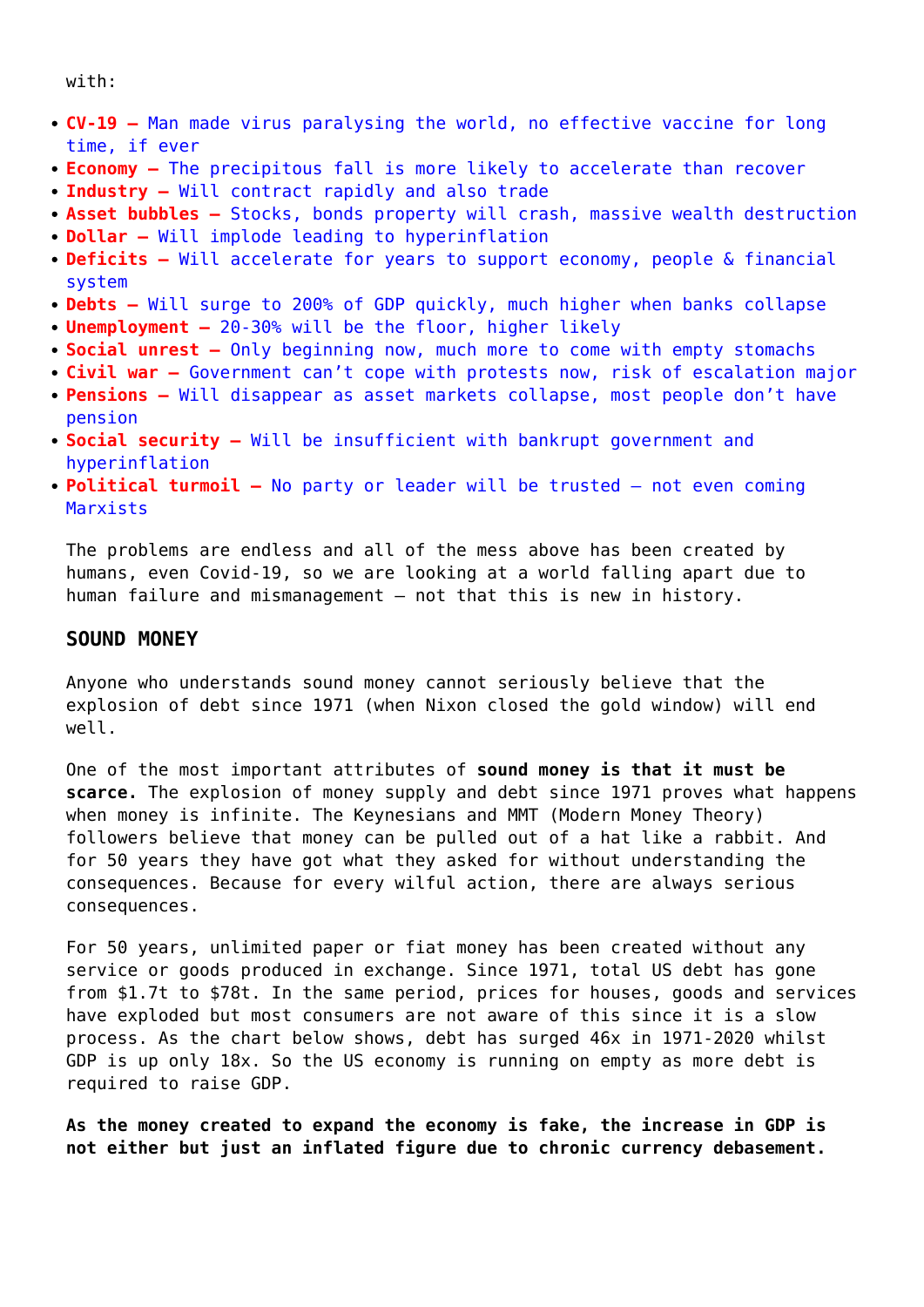with:

- **CV-19 –** Man made virus paralysing the world, no effective vaccine for long time, if ever
- **Economy –** The precipitous fall is more likely to accelerate than recover
- **Industry –** Will contract rapidly and also trade
- **Asset bubbles –** Stocks, bonds property will crash, massive wealth destruction
- **Dollar –** Will implode leading to hyperinflation
- **Deficits –** Will accelerate for years to support economy, people & financial system
- **Debts –** Will surge to 200% of GDP quickly, much higher when banks collapse
- **Unemployment –** 20-30% will be the floor, higher likely
- **Social unrest –** Only beginning now, much more to come with empty stomachs
- **Civil war –** Government can't cope with protests now, risk of escalation major
- **Pensions –** Will disappear as asset markets collapse, most people don't have pension
- **Social security –** Will be insufficient with bankrupt government and hyperinflation
- **Political turmoil –** No party or leader will be trusted – not even coming Marxists

The problems are endless and all of the mess above has been created by humans, even Covid-19, so we are looking at a world falling apart due to human failure and mismanagement – not that this is new in history.

## SOUND MONEY

Anyone who understands sound money cannot seriously believe that the explosion of debt since 1971 (when Nixon closed the gold window) will end well.

One of the most important attributes of **sound money is that it must be scarce.** The explosion of money supply and debt since 1971 proves what happens when money is infinite. The Keynesians and MMT (Modern Money Theory) followers believe that money can be pulled out of a hat like a rabbit. And for 50 years they have got what they asked for without understanding the consequences. Because for every wilful action, there are always serious consequences.

For 50 years, unlimited paper or fiat money has been created without any service or goods produced in exchange. Since 1971, total US debt has gone from $1.7t to $78t. In the same period, prices for houses, goods and services have exploded but most consumers are not aware of this since it is a slow process. As the chart below shows, debt has surged 46x in 1971-2020 whilst GDP is up only 18x. So the US economy is running on empty as more debt is required to raise GDP.

**As the money created to expand the economy is fake, the increase in GDP is not either but just an inflated figure due to chronic currency debasement.**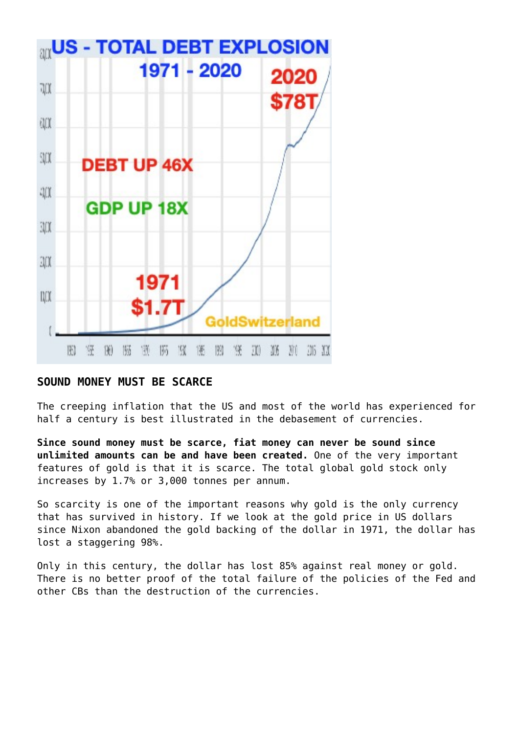## SOUND MONEY MUST BE SCARCE

The creeping inflation that the US and most of the world has experienced for half a century is best illustrated in the debasement of currencies.

**Since sound money must be scarce, fiat money can never be sound since unlimited amounts can be and have been created.** One of the very important features of gold is that it is scarce. The total global gold stock only increases by 1.7% or 3,000 tonnes per annum.

So scarcity is one of the important reasons why gold is the only currency that has survived in history. If we look at the gold price in US dollars since Nixon abandoned the gold backing of the dollar in 1971, the dollar has lost a staggering 98%.

Only in this century, the dollar has lost 85% against real money or gold. There is no better proof of the total failure of the policies of the Fed and other CBs than the destruction of the currencies.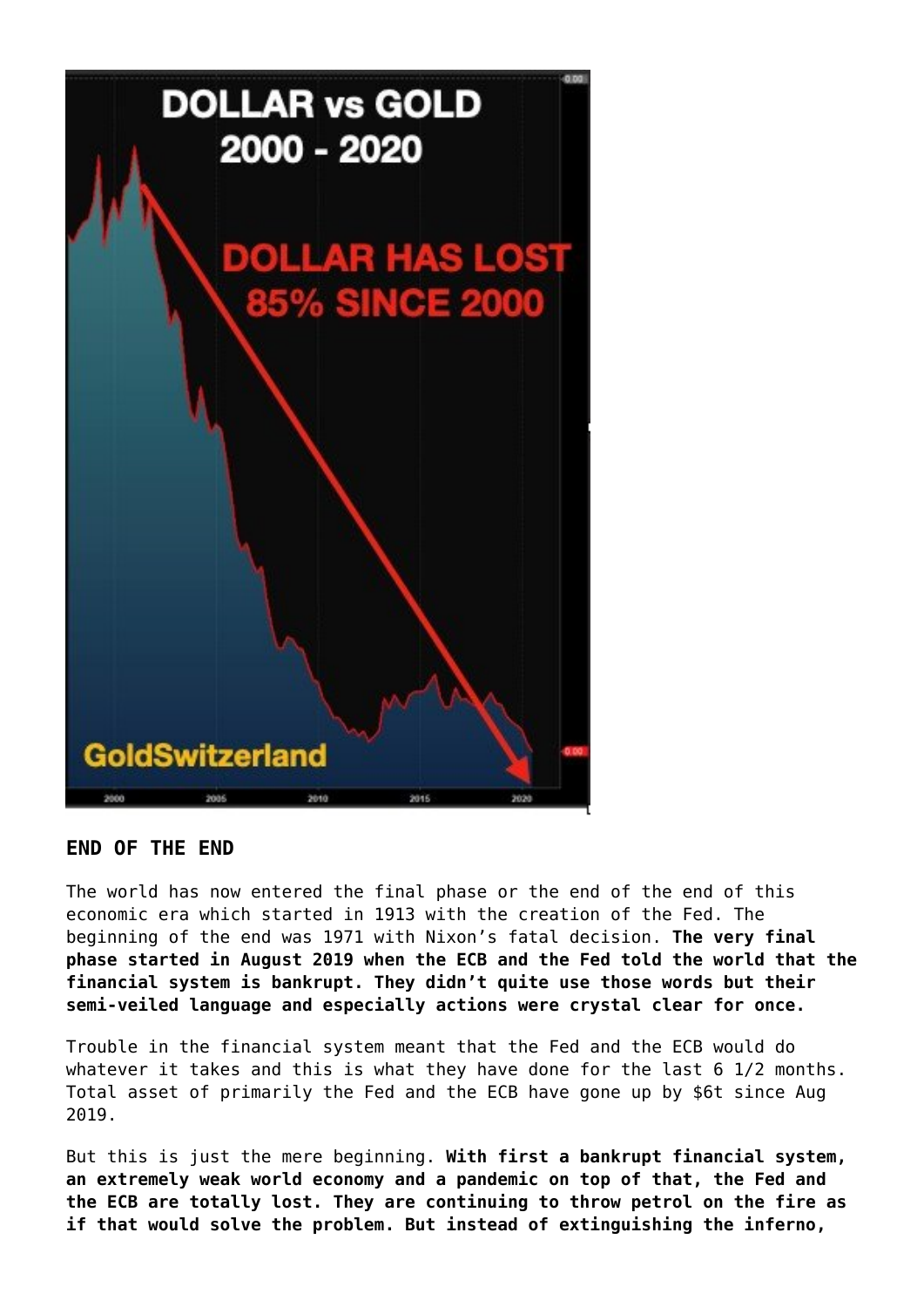## END OF THE END

The world has now entered the final phase or the end of the end of this economic era which started in 1913 with the creation of the Fed. The beginning of the end was 1971 with Nixon's fatal decision. **The very final phase started in August 2019 when the ECB and the Fed told the world that the financial system is bankrupt. They didn't quite use those words but their semi-veiled language and especially actions were crystal clear for once.**

Trouble in the financial system meant that the Fed and the ECB would do whatever it takes and this is what they have done for the last 6 1/2 months. Total asset of primarily the Fed and the ECB have gone up by $6t since Aug 2019.

But this is just the mere beginning. **With first a bankrupt financial system, an extremely weak world economy and a pandemic on top of that, the Fed and the ECB are totally lost. They are continuing to throw petrol on the fire as if that would solve the problem. But instead of extinguishing the inferno,**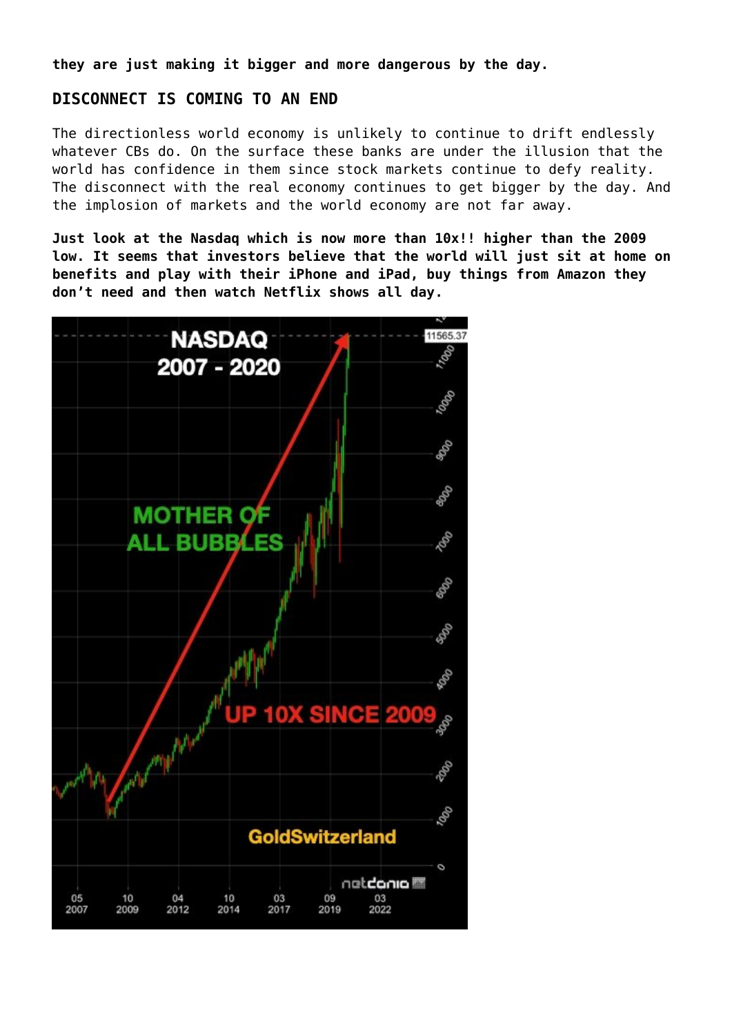**they are just making it bigger and more dangerous by the day.**

## DISCONNECT IS COMING TO AN END

The directionless world economy is unlikely to continue to drift endlessly whatever CBs do. On the surface these banks are under the illusion that the world has confidence in them since stock markets continue to defy reality. The disconnect with the real economy continues to get bigger by the day. And the implosion of markets and the world economy are not far away.

**Just look at the Nasdaq which is now more than 10x!! higher than the 2009 low. It seems that investors believe that the world will just sit at home on benefits and play with their iPhone and iPad, buy things from Amazon they don't need and then watch Netflix shows all day.**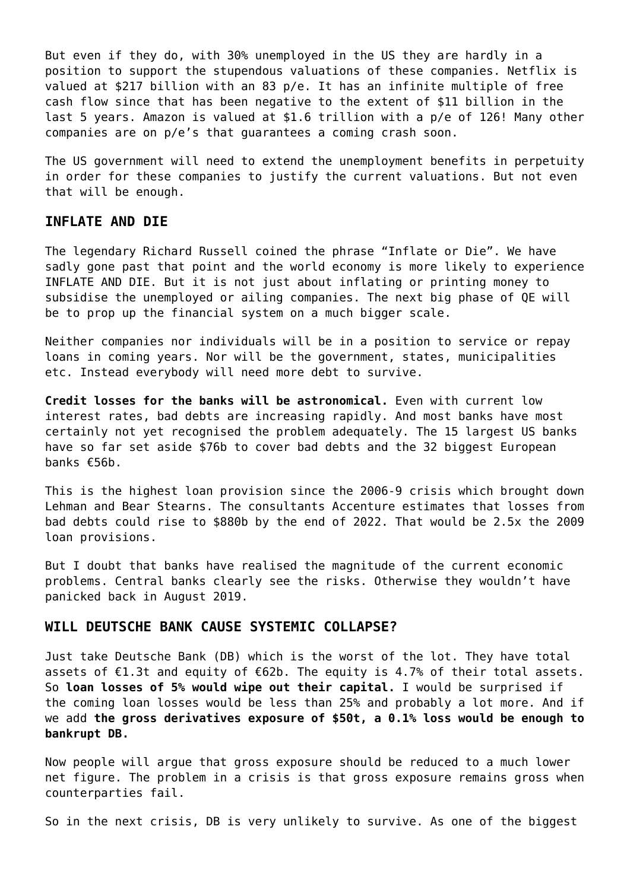But even if they do, with 30% unemployed in the US they are hardly in a position to support the stupendous valuations of these companies. Netflix is valued at $217 billion with an 83 p/e. It has an infinite multiple of free cash flow since that has been negative to the extent of $11 billion in the last 5 years. Amazon is valued at $1.6 trillion with a p/e of 126! Many other companies are on p/e's that guarantees a coming crash soon.

The US government will need to extend the unemployment benefits in perpetuity in order for these companies to justify the current valuations. But not even that will be enough.

### INFLATE AND DIE

The legendary Richard Russell coined the phrase "Inflate or Die". We have sadly gone past that point and the world economy is more likely to experience INFLATE AND DIE. But it is not just about inflating or printing money to subsidise the unemployed or ailing companies. The next big phase of QE will be to prop up the financial system on a much bigger scale.

Neither companies nor individuals will be in a position to service or repay loans in coming years. Nor will be the government, states, municipalities etc. Instead everybody will need more debt to survive.

**Credit losses for the banks will be astronomical.** Even with current low interest rates, bad debts are increasing rapidly. And most banks have most certainly not yet recognised the problem adequately. The 15 largest US banks have so far set aside $76b to cover bad debts and the 32 biggest European banks €56b.

This is the highest loan provision since the 2006-9 crisis which brought down Lehman and Bear Stearns. The consultants Accenture estimates that losses from bad debts could rise to $880b by the end of 2022. That would be 2.5x the 2009 loan provisions.

But I doubt that banks have realised the magnitude of the current economic problems. Central banks clearly see the risks. Otherwise they wouldn't have panicked back in August 2019.

### WILL DEUTSCHE BANK CAUSE SYSTEMIC COLLAPSE?

Just take Deutsche Bank (DB) which is the worst of the lot. They have total assets of €1.3t and equity of €62b. The equity is 4.7% of their total assets. So **loan losses of 5% would wipe out their capital.** I would be surprised if the coming loan losses would be less than 25% and probably a lot more. And if we add **the gross derivatives exposure of $50t, a 0.1% loss would be enough to bankrupt DB.**

Now people will argue that gross exposure should be reduced to a much lower net figure. The problem in a crisis is that gross exposure remains gross when counterparties fail.

So in the next crisis, DB is very unlikely to survive. As one of the biggest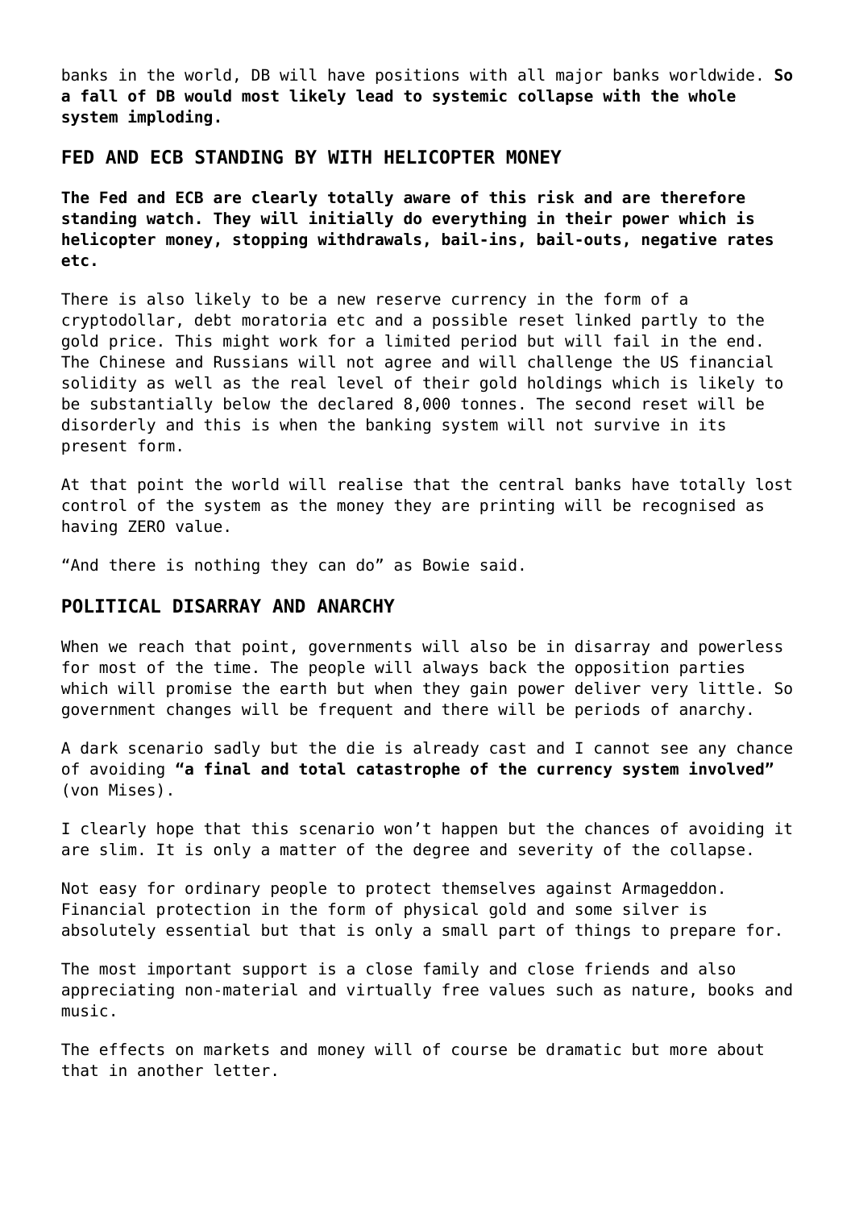banks in the world, DB will have positions with all major banks worldwide. **So a fall of DB would most likely lead to systemic collapse with the whole system imploding.**

## FED AND ECB STANDING BY WITH HELICOPTER MONEY

**The Fed and ECB are clearly totally aware of this risk and are therefore standing watch. They will initially do everything in their power which is helicopter money, stopping withdrawals, bail-ins, bail-outs, negative rates etc.**

There is also likely to be a new reserve currency in the form of a cryptodollar, debt moratoria etc and a possible reset linked partly to the gold price. This might work for a limited period but will fail in the end. The Chinese and Russians will not agree and will challenge the US financial solidity as well as the real level of their gold holdings which is likely to be substantially below the declared 8,000 tonnes. The second reset will be disorderly and this is when the banking system will not survive in its present form.

At that point the world will realise that the central banks have totally lost control of the system as the money they are printing will be recognised as having ZERO value.

"And there is nothing they can do" as Bowie said.

## POLITICAL DISARRAY AND ANARCHY

When we reach that point, governments will also be in disarray and powerless for most of the time. The people will always back the opposition parties which will promise the earth but when they gain power deliver very little. So government changes will be frequent and there will be periods of anarchy.

A dark scenario sadly but the die is already cast and I cannot see any chance of avoiding **"a final and total catastrophe of the currency system involved"** (von Mises).

I clearly hope that this scenario won't happen but the chances of avoiding it are slim. It is only a matter of the degree and severity of the collapse.

Not easy for ordinary people to protect themselves against Armageddon. Financial protection in the form of physical gold and some silver is absolutely essential but that is only a small part of things to prepare for.

The most important support is a close family and close friends and also appreciating non-material and virtually free values such as nature, books and music.

The effects on markets and money will of course be dramatic but more about that in another letter.